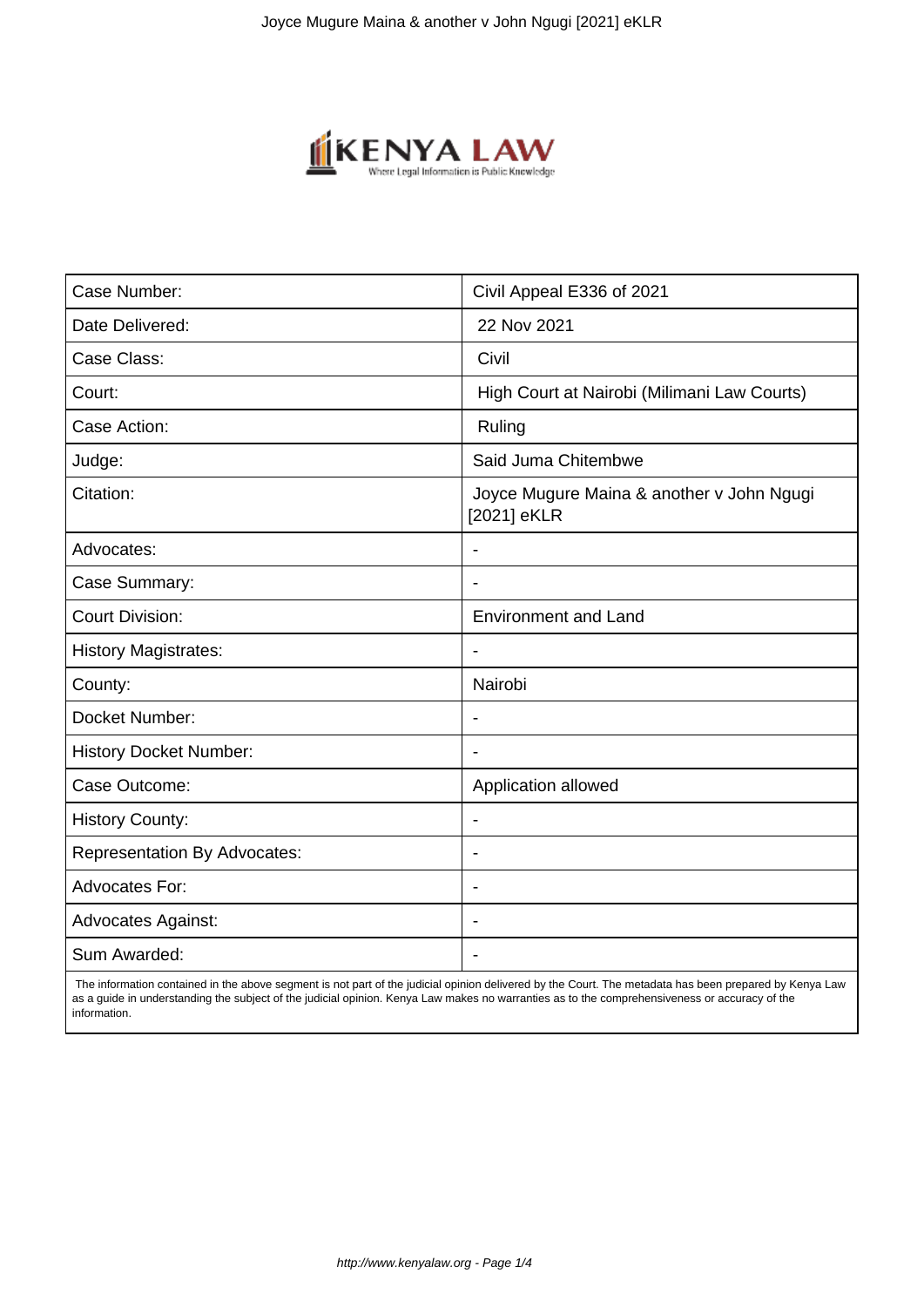| Case Number: | Civil Appeal E336 of 2021 |
|---|---|
| Date Delivered: | 22 Nov 2021 |
| Case Class: | Civil |
| Court: | High Court at Nairobi (Milimani Law Courts) |
| Case Action: | Ruling |
| Judge: | Said Juma Chitembwe |
| Citation: | Joyce Mugure Maina & another v John Ngugi [2021] eKLR |
| Advocates: | - |
| Case Summary: | - |
| Court Division: | Environment and Land |
| History Magistrates: | - |
| County: | Nairobi |
| Docket Number: | - |
| History Docket Number: | - |
| Case Outcome: | Application allowed |
| History County: | - |
| Representation By Advocates: | - |
| Advocates For: | - |
| Advocates Against: | - |
| Sum Awarded: | - |

The information contained in the above segment is not part of the judicial opinion delivered by the Court. The metadata has been prepared by Kenya Law as a guide in understanding the subject of the judicial opinion. Kenya Law makes no warranties as to the comprehensiveness or accuracy of the information.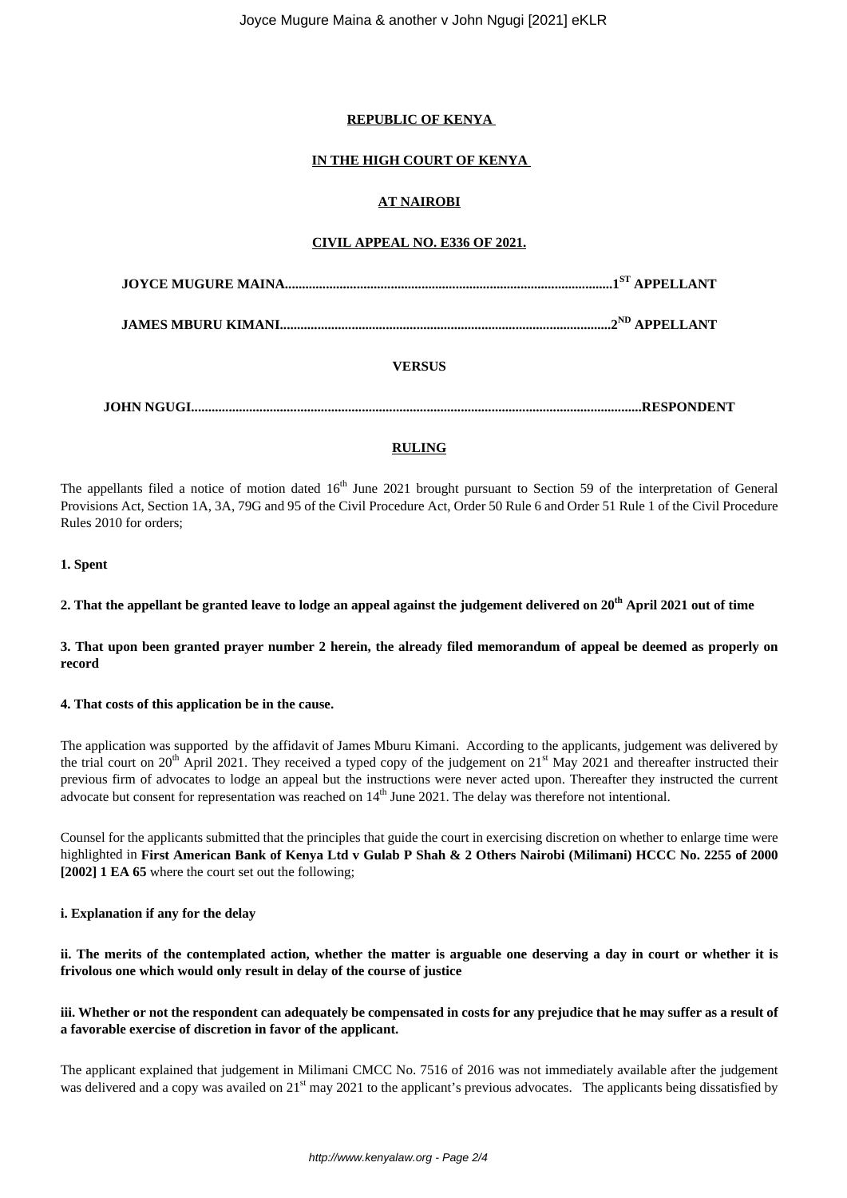**REPUBLIC OF KENYA**

**IN THE HIGH COURT OF KENYA**

**AT NAIROBI**

**CIVIL APPEAL NO. E336 OF 2021.**

**JOYCE MUGURE MAINA...............................................................................................1ST APPELLANT**

**JAMES MBURU KIMANI...............................................................................................2ND APPELLANT**

**VERSUS**

**JOHN NGUGI.................................................................................................................................RESPONDENT**

**RULING**

The appellants filed a notice of motion dated 16th June 2021 brought pursuant to Section 59 of the interpretation of General Provisions Act, Section 1A, 3A, 79G and 95 of the Civil Procedure Act, Order 50 Rule 6 and Order 51 Rule 1 of the Civil Procedure Rules 2010 for orders;

**1. Spent**

**2. That the appellant be granted leave to lodge an appeal against the judgement delivered on 20th April 2021 out of time**

**3. That upon been granted prayer number 2 herein, the already filed memorandum of appeal be deemed as properly on record**

**4. That costs of this application be in the cause.**

The application was supported by the affidavit of James Mburu Kimani. According to the applicants, judgement was delivered by the trial court on 20th April 2021. They received a typed copy of the judgement on 21st May 2021 and thereafter instructed their previous firm of advocates to lodge an appeal but the instructions were never acted upon. Thereafter they instructed the current advocate but consent for representation was reached on 14th June 2021. The delay was therefore not intentional.

Counsel for the applicants submitted that the principles that guide the court in exercising discretion on whether to enlarge time were highlighted in **First American Bank of Kenya Ltd v Gulab P Shah & 2 Others Nairobi (Milimani) HCCC No. 2255 of 2000 [2002] 1 EA 65** where the court set out the following;

**i. Explanation if any for the delay**

**ii. The merits of the contemplated action, whether the matter is arguable one deserving a day in court or whether it is frivolous one which would only result in delay of the course of justice**

**iii. Whether or not the respondent can adequately be compensated in costs for any prejudice that he may suffer as a result of a favorable exercise of discretion in favor of the applicant.**

The applicant explained that judgement in Milimani CMCC No. 7516 of 2016 was not immediately available after the judgement was delivered and a copy was availed on 21st may 2021 to the applicant's previous advocates. The applicants being dissatisfied by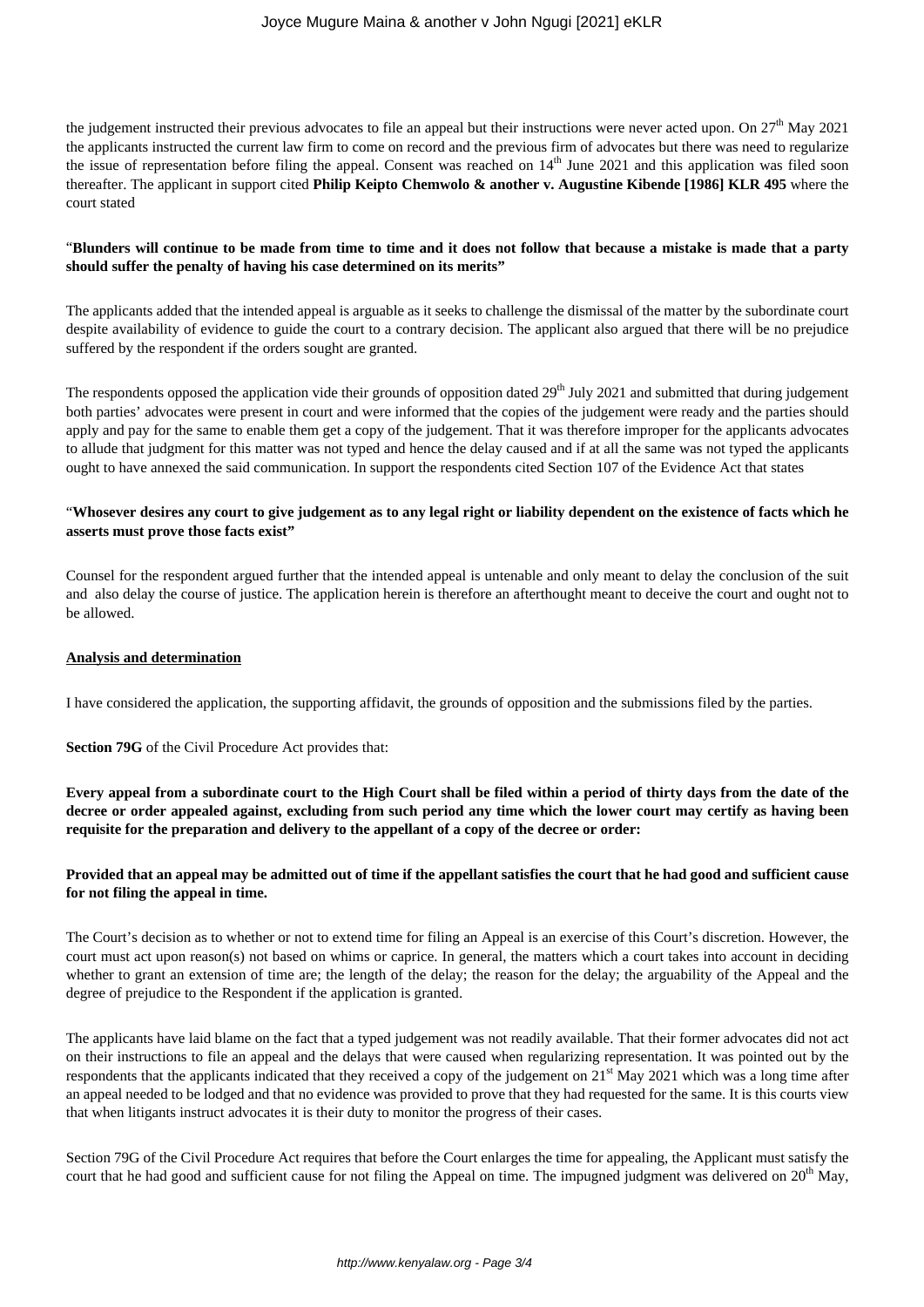the judgement instructed their previous advocates to file an appeal but their instructions were never acted upon. On 27th May 2021 the applicants instructed the current law firm to come on record and the previous firm of advocates but there was need to regularize the issue of representation before filing the appeal. Consent was reached on 14th June 2021 and this application was filed soon thereafter. The applicant in support cited **Philip Keipto Chemwolo & another v. Augustine Kibende [1986] KLR 495** where the court stated

"**Blunders will continue to be made from time to time and it does not follow that because a mistake is made that a party should suffer the penalty of having his case determined on its merits"**

The applicants added that the intended appeal is arguable as it seeks to challenge the dismissal of the matter by the subordinate court despite availability of evidence to guide the court to a contrary decision. The applicant also argued that there will be no prejudice suffered by the respondent if the orders sought are granted.

The respondents opposed the application vide their grounds of opposition dated 29th July 2021 and submitted that during judgement both parties' advocates were present in court and were informed that the copies of the judgement were ready and the parties should apply and pay for the same to enable them get a copy of the judgement. That it was therefore improper for the applicants advocates to allude that judgment for this matter was not typed and hence the delay caused and if at all the same was not typed the applicants ought to have annexed the said communication. In support the respondents cited Section 107 of the Evidence Act that states

"**Whosever desires any court to give judgement as to any legal right or liability dependent on the existence of facts which he asserts must prove those facts exist"**

Counsel for the respondent argued further that the intended appeal is untenable and only meant to delay the conclusion of the suit and also delay the course of justice. The application herein is therefore an afterthought meant to deceive the court and ought not to be allowed.

**Analysis and determination**

I have considered the application, the supporting affidavit, the grounds of opposition and the submissions filed by the parties.

**Section 79G** of the Civil Procedure Act provides that:

**Every appeal from a subordinate court to the High Court shall be filed within a period of thirty days from the date of the decree or order appealed against, excluding from such period any time which the lower court may certify as having been requisite for the preparation and delivery to the appellant of a copy of the decree or order:**

**Provided that an appeal may be admitted out of time if the appellant satisfies the court that he had good and sufficient cause for not filing the appeal in time.**

The Court's decision as to whether or not to extend time for filing an Appeal is an exercise of this Court's discretion. However, the court must act upon reason(s) not based on whims or caprice. In general, the matters which a court takes into account in deciding whether to grant an extension of time are; the length of the delay; the reason for the delay; the arguability of the Appeal and the degree of prejudice to the Respondent if the application is granted.

The applicants have laid blame on the fact that a typed judgement was not readily available. That their former advocates did not act on their instructions to file an appeal and the delays that were caused when regularizing representation. It was pointed out by the respondents that the applicants indicated that they received a copy of the judgement on 21st May 2021 which was a long time after an appeal needed to be lodged and that no evidence was provided to prove that they had requested for the same. It is this courts view that when litigants instruct advocates it is their duty to monitor the progress of their cases.

Section 79G of the Civil Procedure Act requires that before the Court enlarges the time for appealing, the Applicant must satisfy the court that he had good and sufficient cause for not filing the Appeal on time. The impugned judgment was delivered on 20th May,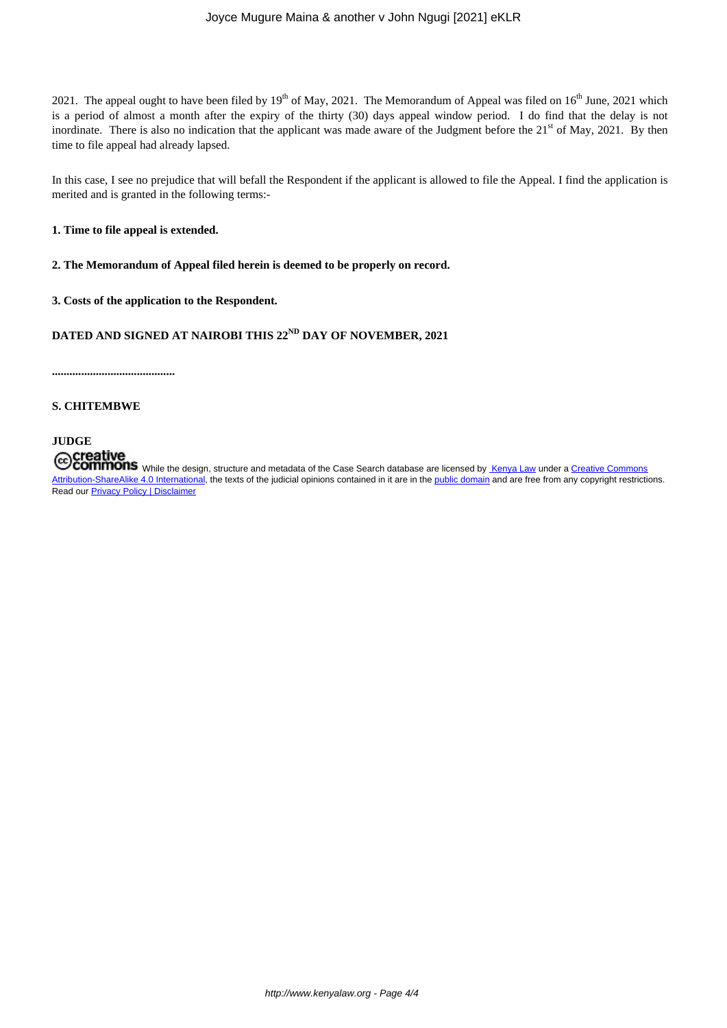2021. The appeal ought to have been filed by 19th of May, 2021. The Memorandum of Appeal was filed on 16th June, 2021 which is a period of almost a month after the expiry of the thirty (30) days appeal window period. I do find that the delay is not inordinate. There is also no indication that the applicant was made aware of the Judgment before the 21st of May, 2021. By then time to file appeal had already lapsed.

In this case, I see no prejudice that will befall the Respondent if the applicant is allowed to file the Appeal. I find the application is merited and is granted in the following terms:-

**1. Time to file appeal is extended.**

**2. The Memorandum of Appeal filed herein is deemed to be properly on record.**

**3. Costs of the application to the Respondent.**

**DATED AND SIGNED AT NAIROBI THIS 22ND DAY OF NOVEMBER, 2021**

**..........................................**

**S. CHITEMBWE**

**JUDGE**

While the design, structure and metadata of the Case Search database are licensed by Kenya Law under a Creative Commons Attribution-ShareAlike 4.0 International, the texts of the judicial opinions contained in it are in the public domain and are free from any copyright restrictions. Read our Privacy Policy | Disclaimer